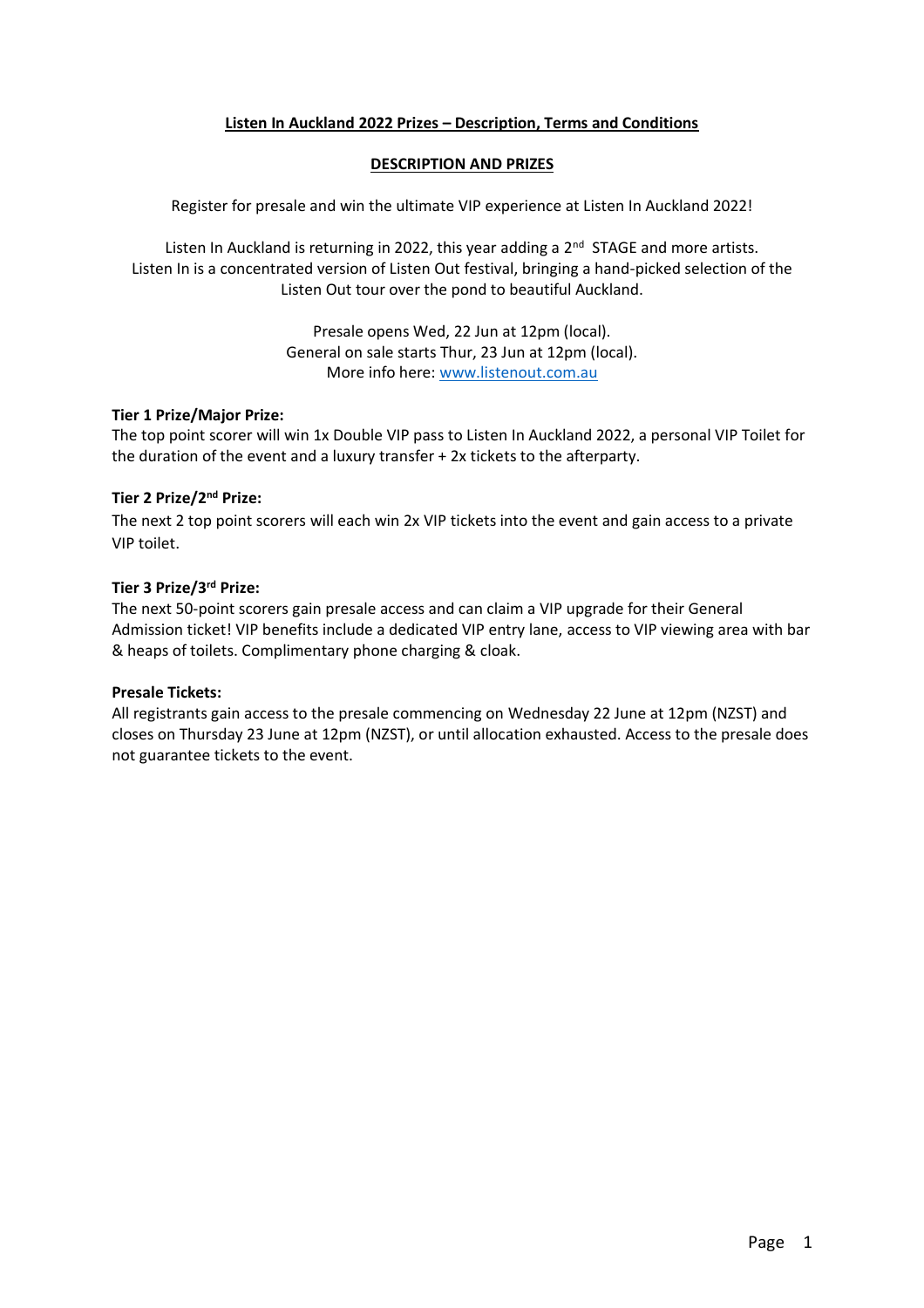# Listen In Auckland 2022 Prizes – Description, Terms and Conditions

## DESCRIPTION AND PRIZES

Register for presale and win the ultimate VIP experience at Listen In Auckland 2022!

Listen In Auckland is returning in 2022, this year adding a 2nd STAGE and more artists. Listen In is a concentrated version of Listen Out festival, bringing a hand-picked selection of the Listen Out tour over the pond to beautiful Auckland.

Presale opens Wed, 22 Jun at 12pm (local).
General on sale starts Thur, 23 Jun at 12pm (local).
More info here: [www.listenout.com.au](www.listenout.com.au)

**Tier 1 Prize/Major Prize:**
The top point scorer will win 1x Double VIP pass to Listen In Auckland 2022, a personal VIP Toilet for the duration of the event and a luxury transfer + 2x tickets to the afterparty.

**Tier 2 Prize/2nd Prize:**
The next 2 top point scorers will each win 2x VIP tickets into the event and gain access to a private VIP toilet.

**Tier 3 Prize/3rd Prize:**
The next 50-point scorers gain presale access and can claim a VIP upgrade for their General Admission ticket! VIP benefits include a dedicated VIP entry lane, access to VIP viewing area with bar & heaps of toilets. Complimentary phone charging & cloak.

**Presale Tickets:**
All registrants gain access to the presale commencing on Wednesday 22 June at 12pm (NZST) and closes on Thursday 23 June at 12pm (NZST), or until allocation exhausted. Access to the presale does not guarantee tickets to the event.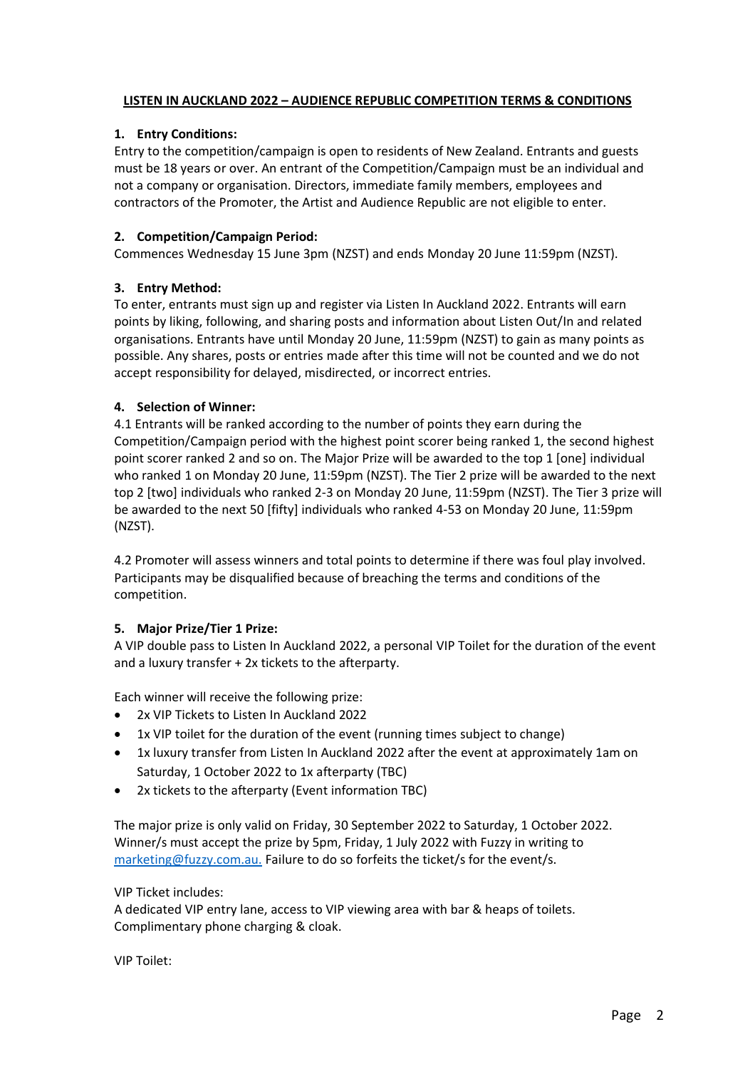**LISTEN IN AUCKLAND 2022 – AUDIENCE REPUBLIC COMPETITION TERMS & CONDITIONS**

1. **Entry Conditions:**

Entry to the competition/campaign is open to residents of New Zealand. Entrants and guests must be 18 years or over. An entrant of the Competition/Campaign must be an individual and not a company or organisation. Directors, immediate family members, employees and contractors of the Promoter, the Artist and Audience Republic are not eligible to enter.

2. **Competition/Campaign Period:**

Commences Wednesday 15 June 3pm (NZST) and ends Monday 20 June 11:59pm (NZST).

3. **Entry Method:**

To enter, entrants must sign up and register via Listen In Auckland 2022. Entrants will earn points by liking, following, and sharing posts and information about Listen Out/In and related organisations. Entrants have until Monday 20 June, 11:59pm (NZST) to gain as many points as possible. Any shares, posts or entries made after this time will not be counted and we do not accept responsibility for delayed, misdirected, or incorrect entries.

4. **Selection of Winner:**

4.1 Entrants will be ranked according to the number of points they earn during the Competition/Campaign period with the highest point scorer being ranked 1, the second highest point scorer ranked 2 and so on. The Major Prize will be awarded to the top 1 [one] individual who ranked 1 on Monday 20 June, 11:59pm (NZST). The Tier 2 prize will be awarded to the next top 2 [two] individuals who ranked 2-3 on Monday 20 June, 11:59pm (NZST). The Tier 3 prize will be awarded to the next 50 [fifty] individuals who ranked 4-53 on Monday 20 June, 11:59pm (NZST).

4.2 Promoter will assess winners and total points to determine if there was foul play involved. Participants may be disqualified because of breaching the terms and conditions of the competition.

5. **Major Prize/Tier 1 Prize:**

A VIP double pass to Listen In Auckland 2022, a personal VIP Toilet for the duration of the event and a luxury transfer + 2x tickets to the afterparty.

Each winner will receive the following prize:

- 2x VIP Tickets to Listen In Auckland 2022
- 1x VIP toilet for the duration of the event (running times subject to change)
- 1x luxury transfer from Listen In Auckland 2022 after the event at approximately 1am on Saturday, 1 October 2022 to 1x afterparty (TBC)
- 2x tickets to the afterparty (Event information TBC)

The major prize is only valid on Friday, 30 September 2022 to Saturday, 1 October 2022. Winner/s must accept the prize by 5pm, Friday, 1 July 2022 with Fuzzy in writing to marketing@fuzzy.com.au. Failure to do so forfeits the ticket/s for the event/s.

VIP Ticket includes:
A dedicated VIP entry lane, access to VIP viewing area with bar & heaps of toilets. Complimentary phone charging & cloak.

VIP Toilet: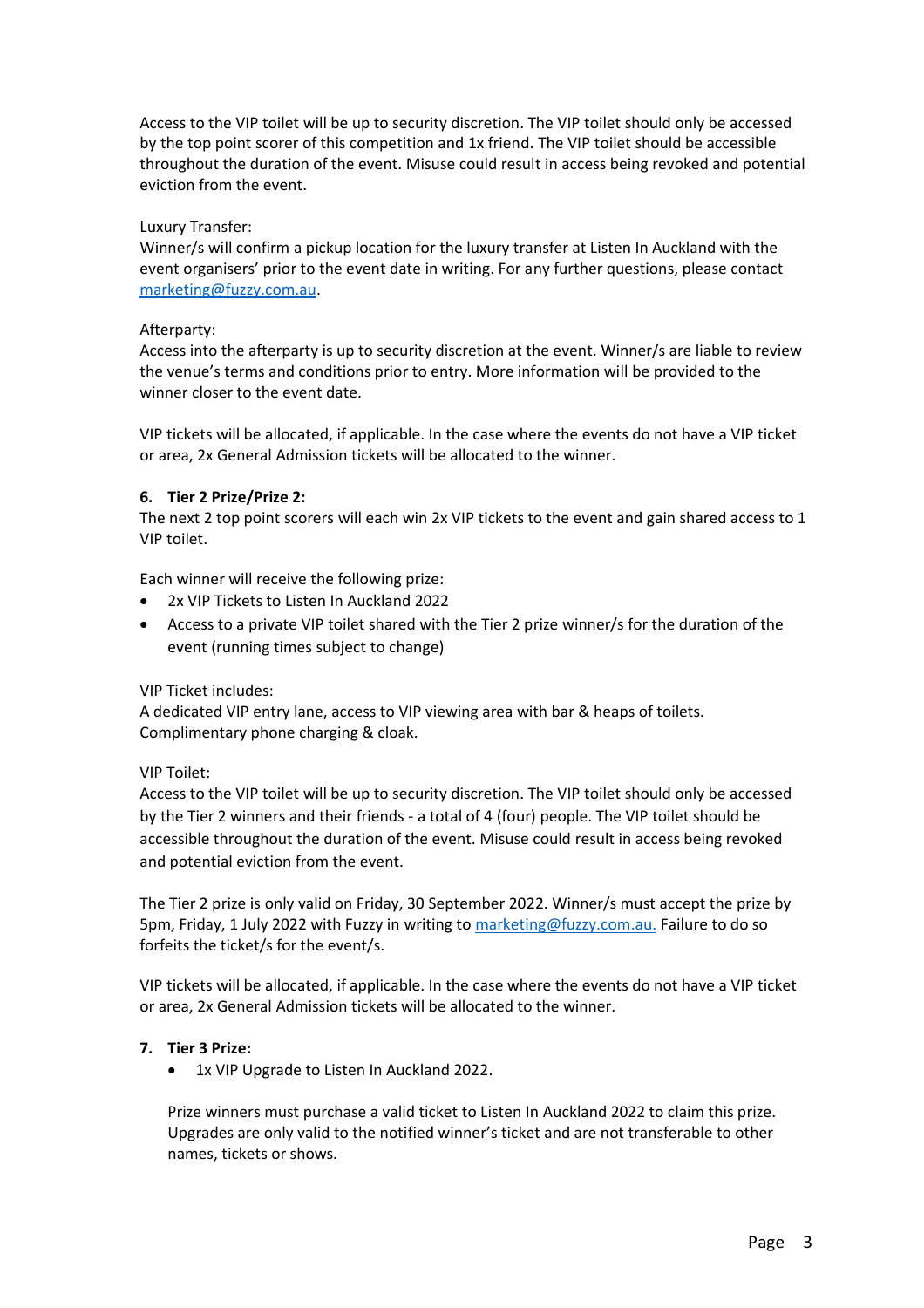Access to the VIP toilet will be up to security discretion. The VIP toilet should only be accessed by the top point scorer of this competition and 1x friend. The VIP toilet should be accessible throughout the duration of the event. Misuse could result in access being revoked and potential eviction from the event.

Luxury Transfer:
Winner/s will confirm a pickup location for the luxury transfer at Listen In Auckland with the event organisers' prior to the event date in writing. For any further questions, please contact marketing@fuzzy.com.au.

Afterparty:
Access into the afterparty is up to security discretion at the event. Winner/s are liable to review the venue's terms and conditions prior to entry. More information will be provided to the winner closer to the event date.

VIP tickets will be allocated, if applicable. In the case where the events do not have a VIP ticket or area, 2x General Admission tickets will be allocated to the winner.

**6. Tier 2 Prize/Prize 2:**

The next 2 top point scorers will each win 2x VIP tickets to the event and gain shared access to 1 VIP toilet.

Each winner will receive the following prize:

- 2x VIP Tickets to Listen In Auckland 2022
- Access to a private VIP toilet shared with the Tier 2 prize winner/s for the duration of the event (running times subject to change)

VIP Ticket includes:
A dedicated VIP entry lane, access to VIP viewing area with bar & heaps of toilets. Complimentary phone charging & cloak.

VIP Toilet:
Access to the VIP toilet will be up to security discretion. The VIP toilet should only be accessed by the Tier 2 winners and their friends - a total of 4 (four) people. The VIP toilet should be accessible throughout the duration of the event. Misuse could result in access being revoked and potential eviction from the event.

The Tier 2 prize is only valid on Friday, 30 September 2022. Winner/s must accept the prize by 5pm, Friday, 1 July 2022 with Fuzzy in writing to marketing@fuzzy.com.au. Failure to do so forfeits the ticket/s for the event/s.

VIP tickets will be allocated, if applicable. In the case where the events do not have a VIP ticket or area, 2x General Admission tickets will be allocated to the winner.

**7. Tier 3 Prize:**

- 1x VIP Upgrade to Listen In Auckland 2022.

Prize winners must purchase a valid ticket to Listen In Auckland 2022 to claim this prize. Upgrades are only valid to the notified winner's ticket and are not transferable to other names, tickets or shows.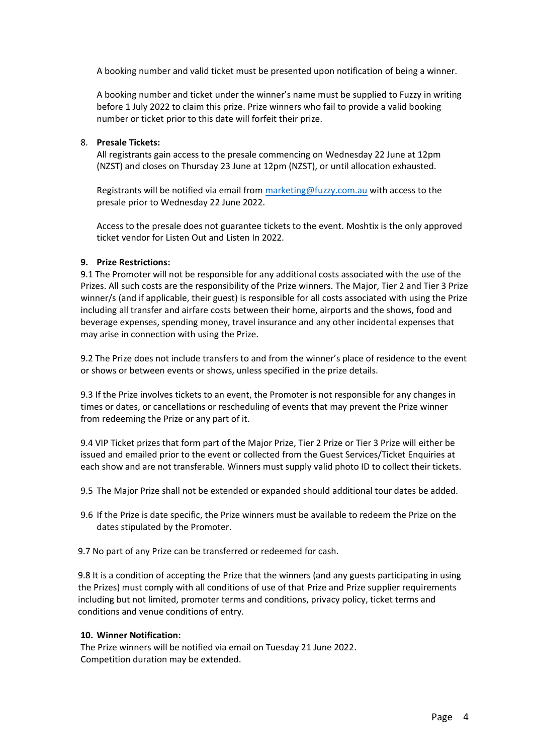A booking number and valid ticket must be presented upon notification of being a winner.

A booking number and ticket under the winner's name must be supplied to Fuzzy in writing before 1 July 2022 to claim this prize. Prize winners who fail to provide a valid booking number or ticket prior to this date will forfeit their prize.

8. **Presale Tickets:**
   All registrants gain access to the presale commencing on Wednesday 22 June at 12pm (NZST) and closes on Thursday 23 June at 12pm (NZST), or until allocation exhausted.

   Registrants will be notified via email from marketing@fuzzy.com.au with access to the presale prior to Wednesday 22 June 2022.

   Access to the presale does not guarantee tickets to the event. Moshtix is the only approved ticket vendor for Listen Out and Listen In 2022.

**9. Prize Restrictions:**

9.1 The Promoter will not be responsible for any additional costs associated with the use of the Prizes. All such costs are the responsibility of the Prize winners. The Major, Tier 2 and Tier 3 Prize winner/s (and if applicable, their guest) is responsible for all costs associated with using the Prize including all transfer and airfare costs between their home, airports and the shows, food and beverage expenses, spending money, travel insurance and any other incidental expenses that may arise in connection with using the Prize.

9.2 The Prize does not include transfers to and from the winner's place of residence to the event or shows or between events or shows, unless specified in the prize details.

9.3 If the Prize involves tickets to an event, the Promoter is not responsible for any changes in times or dates, or cancellations or rescheduling of events that may prevent the Prize winner from redeeming the Prize or any part of it.

9.4 VIP Ticket prizes that form part of the Major Prize, Tier 2 Prize or Tier 3 Prize will either be issued and emailed prior to the event or collected from the Guest Services/Ticket Enquiries at each show and are not transferable. Winners must supply valid photo ID to collect their tickets.

9.5 The Major Prize shall not be extended or expanded should additional tour dates be added.

9.6 If the Prize is date specific, the Prize winners must be available to redeem the Prize on the dates stipulated by the Promoter.

9.7 No part of any Prize can be transferred or redeemed for cash.

9.8 It is a condition of accepting the Prize that the winners (and any guests participating in using the Prizes) must comply with all conditions of use of that Prize and Prize supplier requirements including but not limited, promoter terms and conditions, privacy policy, ticket terms and conditions and venue conditions of entry.

**10. Winner Notification:**

The Prize winners will be notified via email on Tuesday 21 June 2022.
Competition duration may be extended.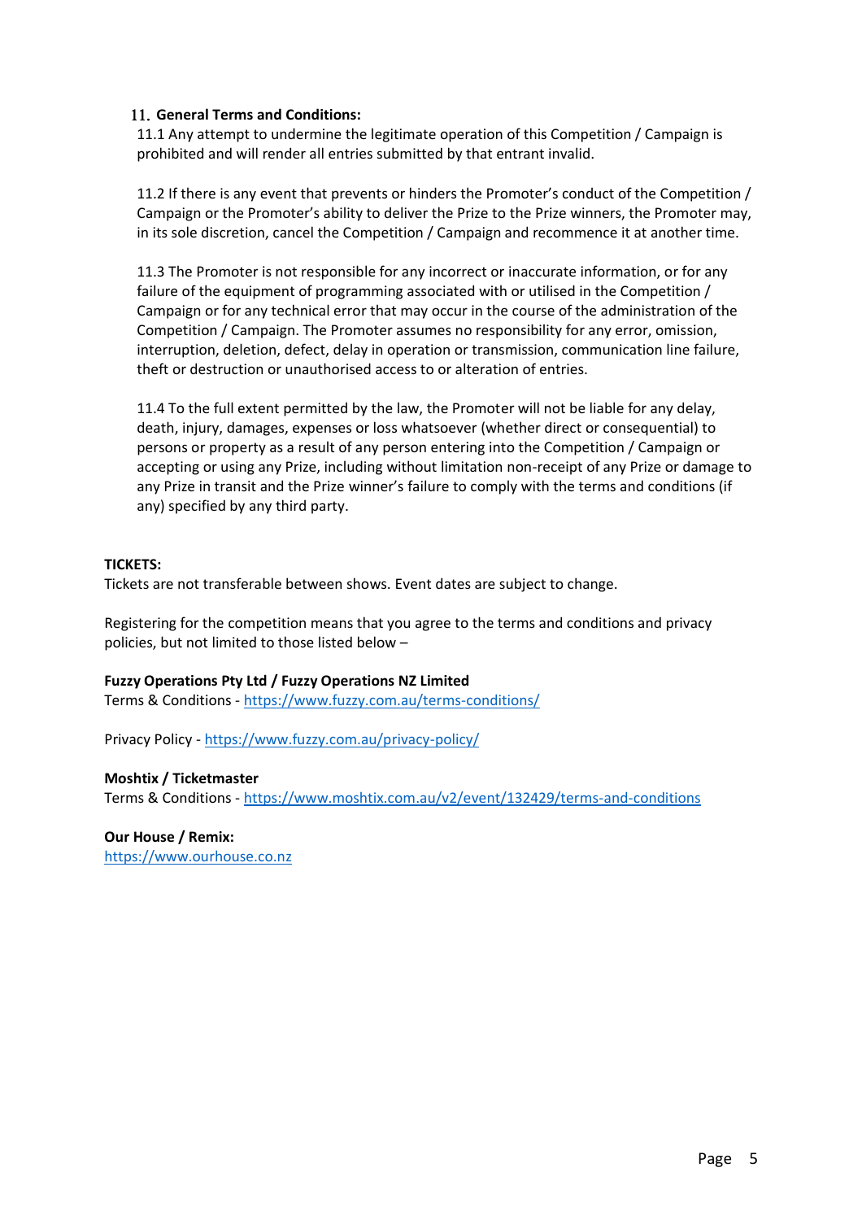## 11. General Terms and Conditions:

11.1 Any attempt to undermine the legitimate operation of this Competition / Campaign is prohibited and will render all entries submitted by that entrant invalid.

11.2 If there is any event that prevents or hinders the Promoter's conduct of the Competition / Campaign or the Promoter's ability to deliver the Prize to the Prize winners, the Promoter may, in its sole discretion, cancel the Competition / Campaign and recommence it at another time.

11.3 The Promoter is not responsible for any incorrect or inaccurate information, or for any failure of the equipment of programming associated with or utilised in the Competition / Campaign or for any technical error that may occur in the course of the administration of the Competition / Campaign. The Promoter assumes no responsibility for any error, omission, interruption, deletion, defect, delay in operation or transmission, communication line failure, theft or destruction or unauthorised access to or alteration of entries.

11.4 To the full extent permitted by the law, the Promoter will not be liable for any delay, death, injury, damages, expenses or loss whatsoever (whether direct or consequential) to persons or property as a result of any person entering into the Competition / Campaign or accepting or using any Prize, including without limitation non-receipt of any Prize or damage to any Prize in transit and the Prize winner's failure to comply with the terms and conditions (if any) specified by any third party.

**TICKETS:**

Tickets are not transferable between shows. Event dates are subject to change.

Registering for the competition means that you agree to the terms and conditions and privacy policies, but not limited to those listed below –

**Fuzzy Operations Pty Ltd / Fuzzy Operations NZ Limited**

Terms & Conditions - https://www.fuzzy.com.au/terms-conditions/

Privacy Policy - https://www.fuzzy.com.au/privacy-policy/

**Moshtix / Ticketmaster**

Terms & Conditions - https://www.moshtix.com.au/v2/event/132429/terms-and-conditions

**Our House / Remix:**

https://www.ourhouse.co.nz